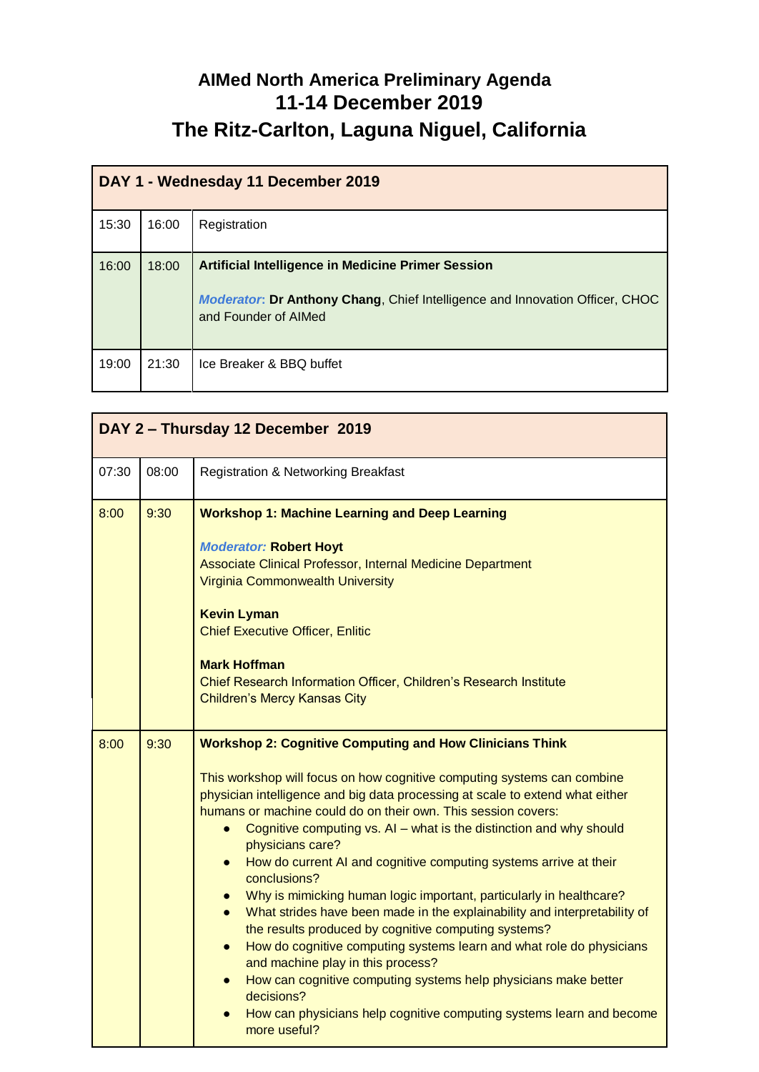# AIMed North America Preliminary Agenda
## 11-14 December 2019
## The Ritz-Carlton, Laguna Niguel, California

| DAY 1 - Wednesday 11 December 2019 | | |
|---|---|---|
| 15:30 | 16:00 | Registration |
| 16:00 | 18:00 | **Artificial Intelligence in Medicine Primer Session**<br><br>***Moderator*****: Dr Anthony Chang**, Chief Intelligence and Innovation Officer, CHOC and Founder of AIMed |
| 19:00 | 21:30 | Ice Breaker & BBQ buffet |

| DAY 2 – Thursday 12 December 2019 | | |
|---|---|---|
| 07:30 | 08:00 | Registration & Networking Breakfast |
| 8:00 | 9:30 | **Workshop 1: Machine Learning and Deep Learning**<br><br>***Moderator:*** **Robert Hoyt**<br>Associate Clinical Professor, Internal Medicine Department<br>Virginia Commonwealth University<br><br>**Kevin Lyman**<br>Chief Executive Officer, Enlitic<br><br>**Mark Hoffman**<br>Chief Research Information Officer, Children's Research Institute<br>Children's Mercy Kansas City |
| 8:00 | 9:30 | **Workshop 2: Cognitive Computing and How Clinicians Think**<br><br>This workshop will focus on how cognitive computing systems can combine physician intelligence and big data processing at scale to extend what either humans or machine could do on their own. This session covers:<br>• Cognitive computing vs. AI – what is the distinction and why should physicians care?<br>• How do current AI and cognitive computing systems arrive at their conclusions?<br>• Why is mimicking human logic important, particularly in healthcare?<br>• What strides have been made in the explainability and interpretability of the results produced by cognitive computing systems?<br>• How do cognitive computing systems learn and what role do physicians and machine play in this process?<br>• How can cognitive computing systems help physicians make better decisions?<br>• How can physicians help cognitive computing systems learn and become more useful? |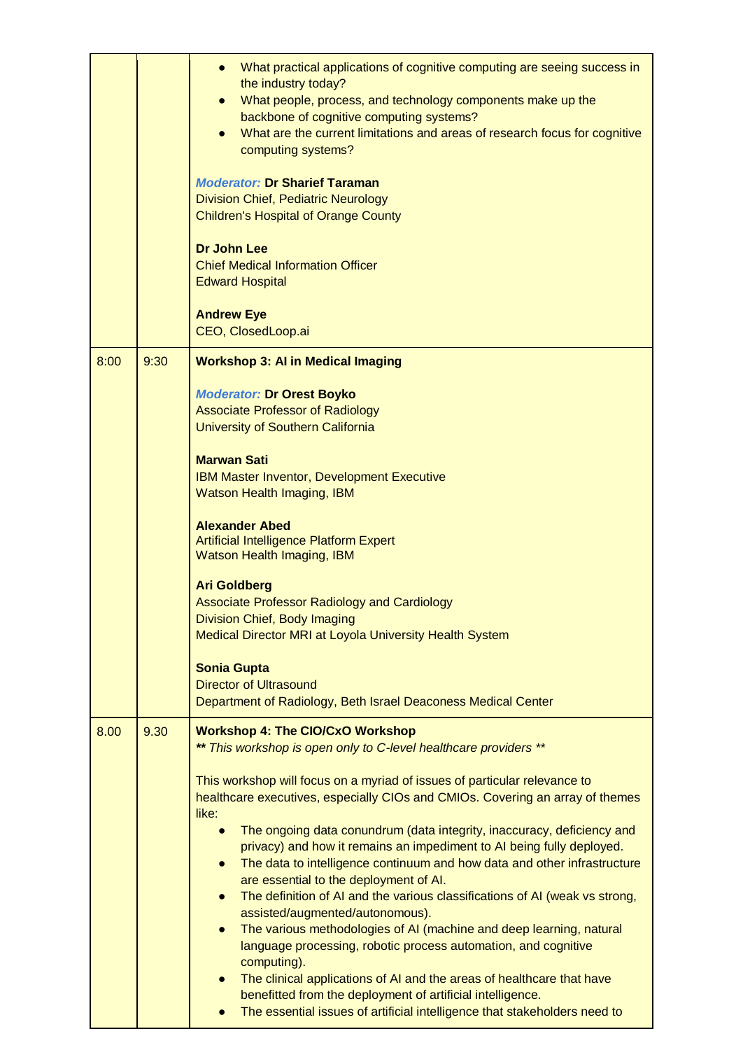| | | |
|---|---|---|
| | | • What practical applications of cognitive computing are seeing success in the industry today?<br>• What people, process, and technology components make up the backbone of cognitive computing systems?<br>• What are the current limitations and areas of research focus for cognitive computing systems?<br><br>*Moderator:* **Dr Sharief Taraman**<br>Division Chief, Pediatric Neurology<br>Children's Hospital of Orange County<br><br>**Dr John Lee**<br>Chief Medical Information Officer<br>Edward Hospital<br><br>**Andrew Eye**<br>CEO, ClosedLoop.ai |
| 8:00 | 9:30 | **Workshop 3: AI in Medical Imaging**<br><br>*Moderator:* **Dr Orest Boyko**<br>Associate Professor of Radiology<br>University of Southern California<br><br>**Marwan Sati**<br>IBM Master Inventor, Development Executive<br>Watson Health Imaging, IBM<br><br>**Alexander Abed**<br>Artificial Intelligence Platform Expert<br>Watson Health Imaging, IBM<br><br>**Ari Goldberg**<br>Associate Professor Radiology and Cardiology<br>Division Chief, Body Imaging<br>Medical Director MRI at Loyola University Health System<br><br>**Sonia Gupta**<br>Director of Ultrasound<br>Department of Radiology, Beth Israel Deaconess Medical Center |
| 8.00 | 9.30 | **Workshop 4: The CIO/CxO Workshop**<br>***** *This workshop is open only to C-level healthcare providers* *****<br><br>This workshop will focus on a myriad of issues of particular relevance to healthcare executives, especially CIOs and CMIOs. Covering an array of themes like:<br>• The ongoing data conundrum (data integrity, inaccuracy, deficiency and privacy) and how it remains an impediment to AI being fully deployed.<br>• The data to intelligence continuum and how data and other infrastructure are essential to the deployment of AI.<br>• The definition of AI and the various classifications of AI (weak vs strong, assisted/augmented/autonomous).<br>• The various methodologies of AI (machine and deep learning, natural language processing, robotic process automation, and cognitive computing).<br>• The clinical applications of AI and the areas of healthcare that have benefitted from the deployment of artificial intelligence.<br>• The essential issues of artificial intelligence that stakeholders need to |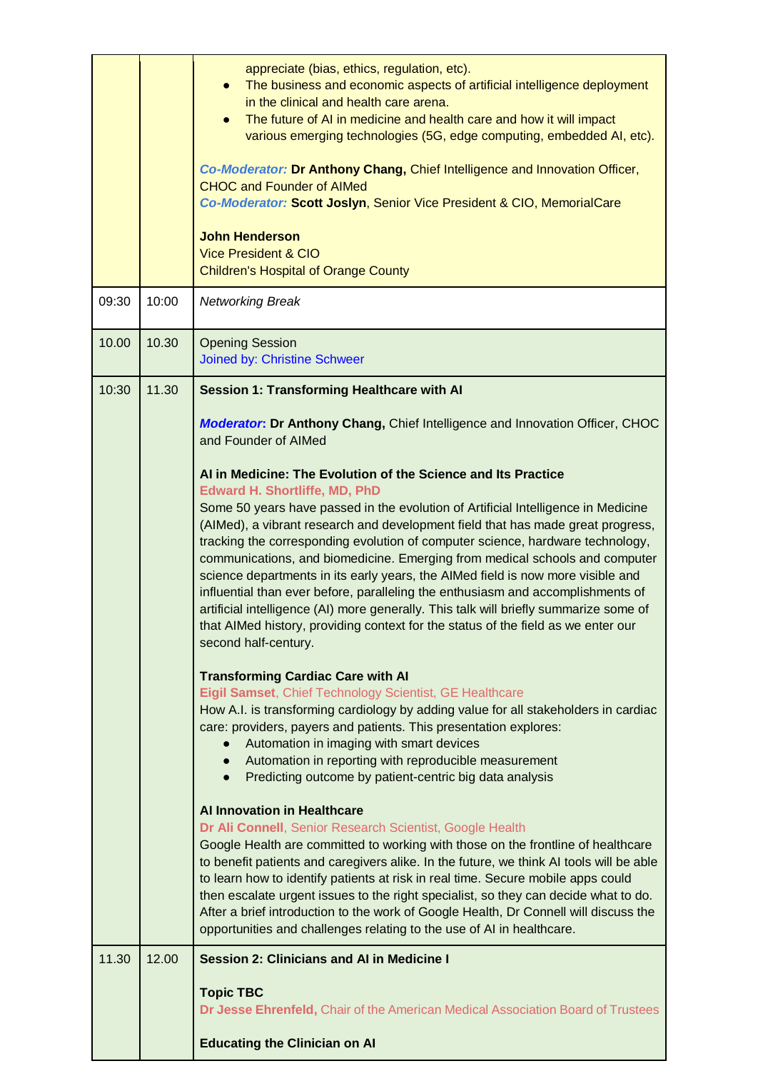| | | |
|---|---|---|
| | | appreciate (bias, ethics, regulation, etc).<br>• The business and economic aspects of artificial intelligence deployment in the clinical and health care arena.<br>• The future of AI in medicine and health care and how it will impact various emerging technologies (5G, edge computing, embedded AI, etc).<br><br>***Co-Moderator:*** **Dr Anthony Chang,** Chief Intelligence and Innovation Officer, CHOC and Founder of AIMed<br>***Co-Moderator:*** **Scott Joslyn**, Senior Vice President & CIO, MemorialCare<br><br>**John Henderson**<br>Vice President & CIO<br>Children's Hospital of Orange County |
| 09:30 | 10:00 | *Networking Break* |
| 10.00 | 10.30 | Opening Session<br>Joined by: Christine Schweer |
| 10:30 | 11.30 | **Session 1: Transforming Healthcare with AI**<br><br>***Moderator*: Dr Anthony Chang,** Chief Intelligence and Innovation Officer, CHOC and Founder of AIMed<br><br>**AI in Medicine: The Evolution of the Science and Its Practice**<br>**Edward H. Shortliffe, MD, PhD**<br>Some 50 years have passed in the evolution of Artificial Intelligence in Medicine (AIMed), a vibrant research and development field that has made great progress, tracking the corresponding evolution of computer science, hardware technology, communications, and biomedicine. Emerging from medical schools and computer science departments in its early years, the AIMed field is now more visible and influential than ever before, paralleling the enthusiasm and accomplishments of artificial intelligence (AI) more generally. This talk will briefly summarize some of that AIMed history, providing context for the status of the field as we enter our second half-century.<br><br>**Transforming Cardiac Care with AI**<br>**Eigil Samset**, Chief Technology Scientist, GE Healthcare<br>How A.I. is transforming cardiology by adding value for all stakeholders in cardiac care: providers, payers and patients. This presentation explores:<br>• Automation in imaging with smart devices<br>• Automation in reporting with reproducible measurement<br>• Predicting outcome by patient-centric big data analysis<br><br>**AI Innovation in Healthcare**<br>**Dr Ali Connell**, Senior Research Scientist, Google Health<br>Google Health are committed to working with those on the frontline of healthcare to benefit patients and caregivers alike. In the future, we think AI tools will be able to learn how to identify patients at risk in real time. Secure mobile apps could then escalate urgent issues to the right specialist, so they can decide what to do. After a brief introduction to the work of Google Health, Dr Connell will discuss the opportunities and challenges relating to the use of AI in healthcare. |
| 11.30 | 12.00 | **Session 2: Clinicians and AI in Medicine I**<br><br>**Topic TBC**<br>**Dr Jesse Ehrenfeld,** Chair of the American Medical Association Board of Trustees<br><br>**Educating the Clinician on AI** |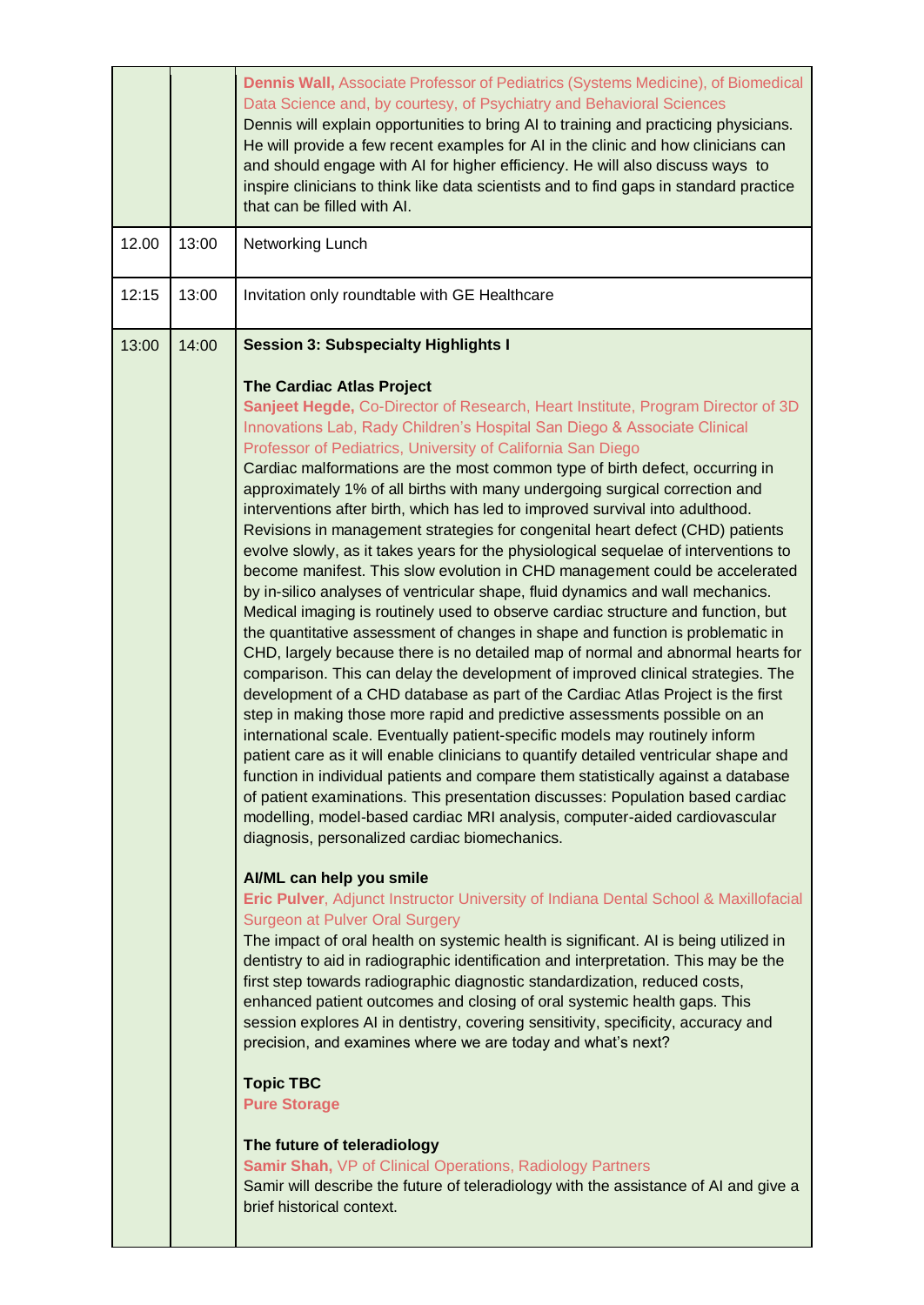| | | |
|---|---|---|
| | | **Dennis Wall,** Associate Professor of Pediatrics (Systems Medicine), of Biomedical Data Science and, by courtesy, of Psychiatry and Behavioral Sciences<br>Dennis will explain opportunities to bring AI to training and practicing physicians. He will provide a few recent examples for AI in the clinic and how clinicians can and should engage with AI for higher efficiency. He will also discuss ways to inspire clinicians to think like data scientists and to find gaps in standard practice that can be filled with AI. |
| 12.00 | 13:00 | Networking Lunch |
| 12:15 | 13:00 | Invitation only roundtable with GE Healthcare |
| 13:00 | 14:00 | **Session 3: Subspecialty Highlights I**<br><br>**The Cardiac Atlas Project**<br>**Sanjeet Hegde,** Co-Director of Research, Heart Institute, Program Director of 3D Innovations Lab, Rady Children's Hospital San Diego & Associate Clinical Professor of Pediatrics, University of California San Diego<br>Cardiac malformations are the most common type of birth defect, occurring in approximately 1% of all births with many undergoing surgical correction and interventions after birth, which has led to improved survival into adulthood. Revisions in management strategies for congenital heart defect (CHD) patients evolve slowly, as it takes years for the physiological sequelae of interventions to become manifest. This slow evolution in CHD management could be accelerated by in-silico analyses of ventricular shape, fluid dynamics and wall mechanics. Medical imaging is routinely used to observe cardiac structure and function, but the quantitative assessment of changes in shape and function is problematic in CHD, largely because there is no detailed map of normal and abnormal hearts for comparison. This can delay the development of improved clinical strategies. The development of a CHD database as part of the Cardiac Atlas Project is the first step in making those more rapid and predictive assessments possible on an international scale. Eventually patient-specific models may routinely inform patient care as it will enable clinicians to quantify detailed ventricular shape and function in individual patients and compare them statistically against a database of patient examinations. This presentation discusses: Population based cardiac modelling, model-based cardiac MRI analysis, computer-aided cardiovascular diagnosis, personalized cardiac biomechanics.<br><br>**AI/ML can help you smile**<br>**Eric Pulver**, Adjunct Instructor University of Indiana Dental School & Maxillofacial Surgeon at Pulver Oral Surgery<br>The impact of oral health on systemic health is significant. AI is being utilized in dentistry to aid in radiographic identification and interpretation. This may be the first step towards radiographic diagnostic standardization, reduced costs, enhanced patient outcomes and closing of oral systemic health gaps. This session explores AI in dentistry, covering sensitivity, specificity, accuracy and precision, and examines where we are today and what's next?<br><br>**Topic TBC**<br>**Pure Storage**<br><br>**The future of teleradiology**<br>**Samir Shah,** VP of Clinical Operations, Radiology Partners<br>Samir will describe the future of teleradiology with the assistance of AI and give a brief historical context. |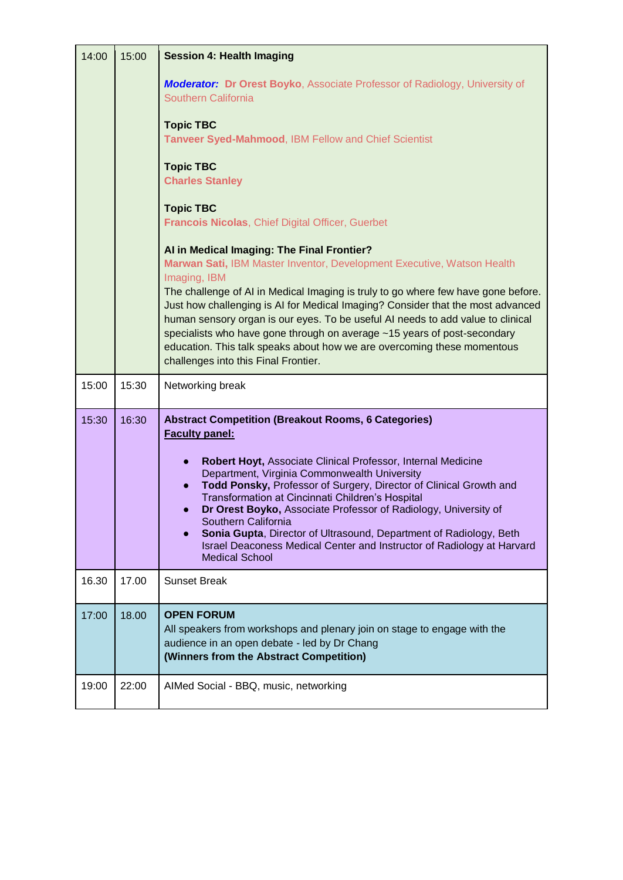| | | |
|---|---|---|
| 14:00 | 15:00 | **Session 4: Health Imaging**<br><br>***Moderator:*** **Dr Orest Boyko**, Associate Professor of Radiology, University of Southern California<br><br>**Topic TBC**<br>**Tanveer Syed-Mahmood**, IBM Fellow and Chief Scientist<br><br>**Topic TBC**<br>**Charles Stanley**<br><br>**Topic TBC**<br>**Francois Nicolas**, Chief Digital Officer, Guerbet<br><br>**AI in Medical Imaging: The Final Frontier?**<br>**Marwan Sati,** IBM Master Inventor, Development Executive, Watson Health Imaging, IBM<br>The challenge of AI in Medical Imaging is truly to go where few have gone before. Just how challenging is AI for Medical Imaging? Consider that the most advanced human sensory organ is our eyes. To be useful AI needs to add value to clinical specialists who have gone through on average ~15 years of post-secondary education. This talk speaks about how we are overcoming these momentous challenges into this Final Frontier. |
| 15:00 | 15:30 | Networking break |
| 15:30 | 16:30 | **Abstract Competition (Breakout Rooms, 6 Categories)**<br>**Faculty panel:**<br><br>• **Robert Hoyt,** Associate Clinical Professor, Internal Medicine Department, Virginia Commonwealth University<br>• **Todd Ponsky,** Professor of Surgery, Director of Clinical Growth and Transformation at Cincinnati Children's Hospital<br>• **Dr Orest Boyko,** Associate Professor of Radiology, University of Southern California<br>• **Sonia Gupta**, Director of Ultrasound, Department of Radiology, Beth Israel Deaconess Medical Center and Instructor of Radiology at Harvard Medical School |
| 16.30 | 17.00 | Sunset Break |
| 17:00 | 18.00 | **OPEN FORUM**<br>All speakers from workshops and plenary join on stage to engage with the audience in an open debate - led by Dr Chang<br>**(Winners from the Abstract Competition)** |
| 19:00 | 22:00 | AIMed Social - BBQ, music, networking |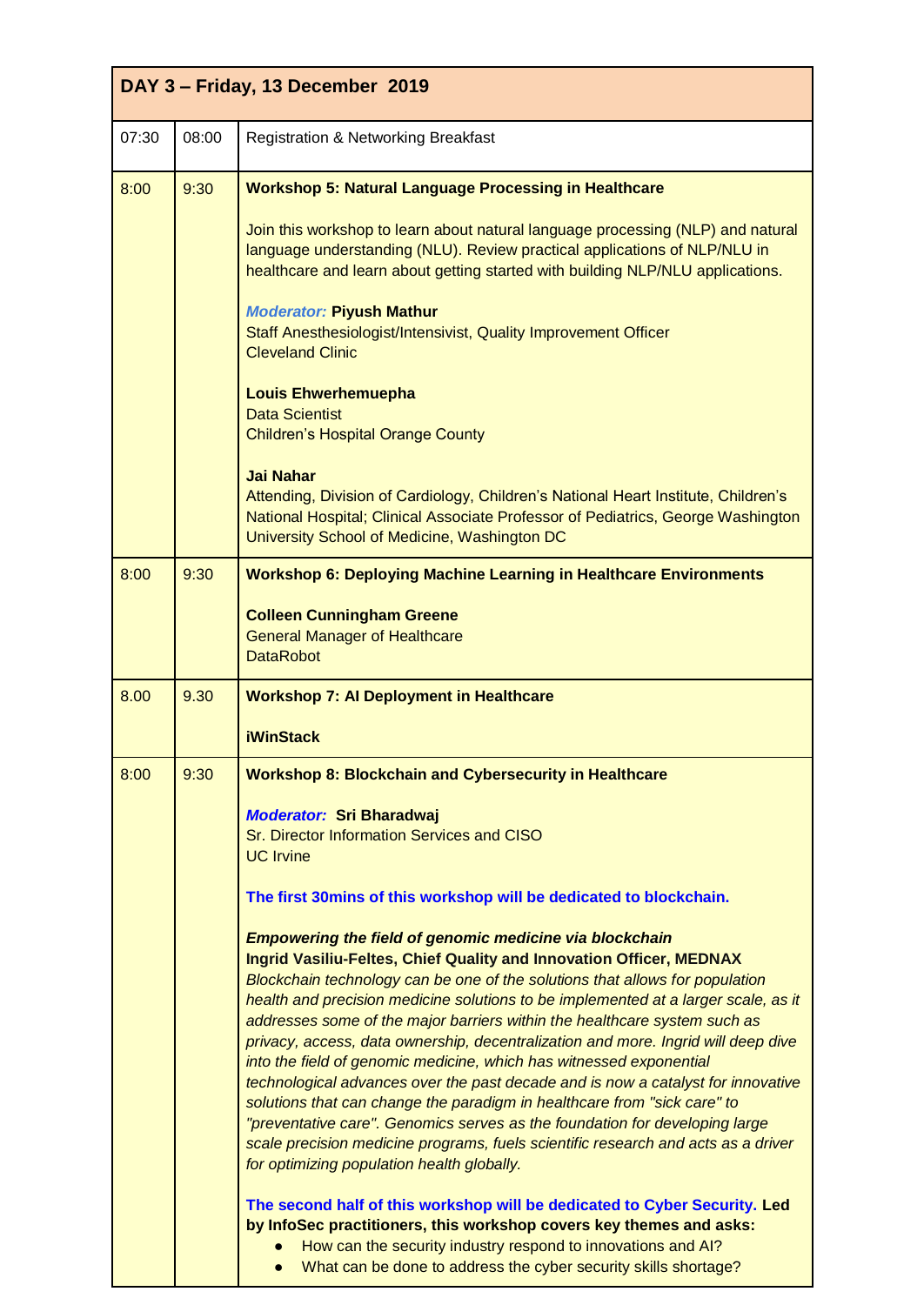| DAY 3 – Friday, 13 December 2019 | | |
|---|---|---|
| 07:30 | 08:00 | Registration & Networking Breakfast |
| 8:00 | 9:30 | **Workshop 5: Natural Language Processing in Healthcare**<br><br>Join this workshop to learn about natural language processing (NLP) and natural language understanding (NLU). Review practical applications of NLP/NLU in healthcare and learn about getting started with building NLP/NLU applications.<br><br>*Moderator:* **Piyush Mathur**<br>Staff Anesthesiologist/Intensivist, Quality Improvement Officer<br>Cleveland Clinic<br><br>**Louis Ehwerhemuepha**<br>Data Scientist<br>Children's Hospital Orange County<br><br>**Jai Nahar**<br>Attending, Division of Cardiology, Children's National Heart Institute, Children's National Hospital; Clinical Associate Professor of Pediatrics, George Washington University School of Medicine, Washington DC |
| 8:00 | 9:30 | **Workshop 6: Deploying Machine Learning in Healthcare Environments**<br><br>**Colleen Cunningham Greene**<br>General Manager of Healthcare<br>DataRobot |
| 8.00 | 9.30 | **Workshop 7: AI Deployment in Healthcare**<br><br>**iWinStack** |
| 8:00 | 9:30 | **Workshop 8: Blockchain and Cybersecurity in Healthcare**<br><br>***Moderator:*** **Sri Bharadwaj**<br>Sr. Director Information Services and CISO<br>UC Irvine<br><br>**The first 30mins of this workshop will be dedicated to blockchain.**<br><br>***Empowering the field of genomic medicine via blockchain***<br>**Ingrid Vasiliu-Feltes, Chief Quality and Innovation Officer, MEDNAX**<br>*Blockchain technology can be one of the solutions that allows for population health and precision medicine solutions to be implemented at a larger scale, as it addresses some of the major barriers within the healthcare system such as privacy, access, data ownership, decentralization and more. Ingrid will deep dive into the field of genomic medicine, which has witnessed exponential technological advances over the past decade and is now a catalyst for innovative solutions that can change the paradigm in healthcare from "sick care" to "preventative care". Genomics serves as the foundation for developing large scale precision medicine programs, fuels scientific research and acts as a driver for optimizing population health globally.*<br><br>**The second half of this workshop will be dedicated to Cyber Security. Led by InfoSec practitioners, this workshop covers key themes and asks:**<br>● How can the security industry respond to innovations and AI?<br>● What can be done to address the cyber security skills shortage? |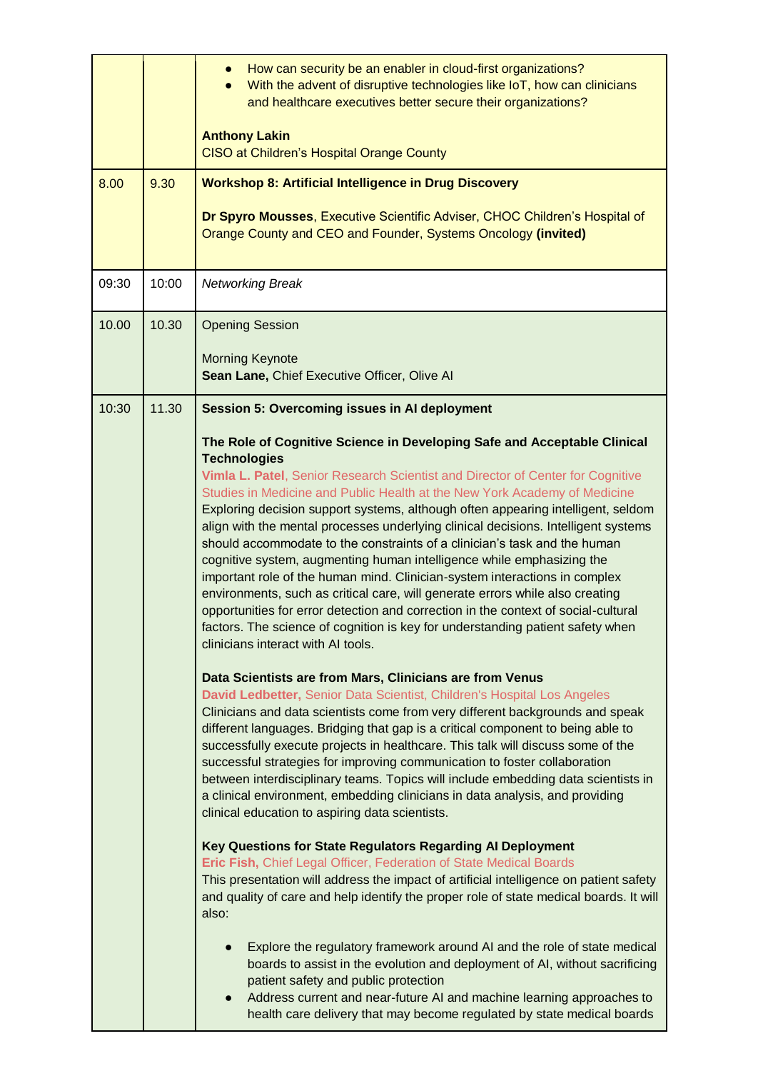| | | |
|---|---|---|
| | | • How can security be an enabler in cloud-first organizations?<br>• With the advent of disruptive technologies like IoT, how can clinicians and healthcare executives better secure their organizations?<br><br>**Anthony Lakin**<br>CISO at Children's Hospital Orange County |
| 8.00 | 9.30 | **Workshop 8: Artificial Intelligence in Drug Discovery**<br><br>**Dr Spyro Mousses**, Executive Scientific Adviser, CHOC Children's Hospital of Orange County and CEO and Founder, Systems Oncology **(invited)** |
| 09:30 | 10:00 | *Networking Break* |
| 10.00 | 10.30 | Opening Session<br><br>Morning Keynote<br>**Sean Lane,** Chief Executive Officer, Olive AI |
| 10:30 | 11.30 | **Session 5: Overcoming issues in AI deployment**<br><br>**The Role of Cognitive Science in Developing Safe and Acceptable Clinical Technologies**<br>**Vimla L. Patel**, Senior Research Scientist and Director of Center for Cognitive Studies in Medicine and Public Health at the New York Academy of Medicine<br>Exploring decision support systems, although often appearing intelligent, seldom align with the mental processes underlying clinical decisions. Intelligent systems should accommodate to the constraints of a clinician's task and the human cognitive system, augmenting human intelligence while emphasizing the important role of the human mind. Clinician-system interactions in complex environments, such as critical care, will generate errors while also creating opportunities for error detection and correction in the context of social-cultural factors. The science of cognition is key for understanding patient safety when clinicians interact with AI tools.<br><br>**Data Scientists are from Mars, Clinicians are from Venus**<br>**David Ledbetter,** Senior Data Scientist, Children's Hospital Los Angeles<br>Clinicians and data scientists come from very different backgrounds and speak different languages. Bridging that gap is a critical component to being able to successfully execute projects in healthcare. This talk will discuss some of the successful strategies for improving communication to foster collaboration between interdisciplinary teams. Topics will include embedding data scientists in a clinical environment, embedding clinicians in data analysis, and providing clinical education to aspiring data scientists.<br><br>**Key Questions for State Regulators Regarding AI Deployment**<br>**Eric Fish,** Chief Legal Officer, Federation of State Medical Boards<br>This presentation will address the impact of artificial intelligence on patient safety and quality of care and help identify the proper role of state medical boards. It will also:<br><br>• Explore the regulatory framework around AI and the role of state medical boards to assist in the evolution and deployment of AI, without sacrificing patient safety and public protection<br>• Address current and near-future AI and machine learning approaches to health care delivery that may become regulated by state medical boards |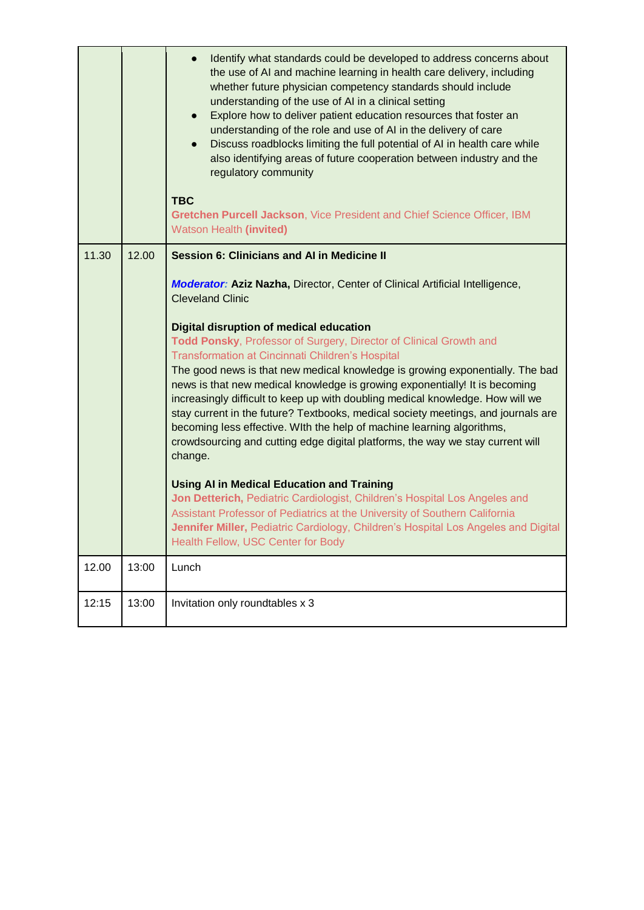| | | |
|---|---|---|
| | | • Identify what standards could be developed to address concerns about the use of AI and machine learning in health care delivery, including whether future physician competency standards should include understanding of the use of AI in a clinical setting<br>• Explore how to deliver patient education resources that foster an understanding of the role and use of AI in the delivery of care<br>• Discuss roadblocks limiting the full potential of AI in health care while also identifying areas of future cooperation between industry and the regulatory community<br><br>**TBC**<br>**Gretchen Purcell Jackson**, Vice President and Chief Science Officer, IBM Watson Health **(invited)** |
| 11.30 | 12.00 | **Session 6: Clinicians and AI in Medicine II**<br><br>***Moderator:*** **Aziz Nazha,** Director, Center of Clinical Artificial Intelligence, Cleveland Clinic<br><br>**Digital disruption of medical education**<br>**Todd Ponsky**, Professor of Surgery, Director of Clinical Growth and Transformation at Cincinnati Children's Hospital<br>The good news is that new medical knowledge is growing exponentially. The bad news is that new medical knowledge is growing exponentially! It is becoming increasingly difficult to keep up with doubling medical knowledge. How will we stay current in the future? Textbooks, medical society meetings, and journals are becoming less effective. WIth the help of machine learning algorithms, crowdsourcing and cutting edge digital platforms, the way we stay current will change.<br><br>**Using AI in Medical Education and Training**<br>**Jon Detterich,** Pediatric Cardiologist, Children's Hospital Los Angeles and Assistant Professor of Pediatrics at the University of Southern California<br>**Jennifer Miller,** Pediatric Cardiology, Children's Hospital Los Angeles and Digital Health Fellow, USC Center for Body |
| 12.00 | 13:00 | Lunch |
| 12:15 | 13:00 | Invitation only roundtables x 3 |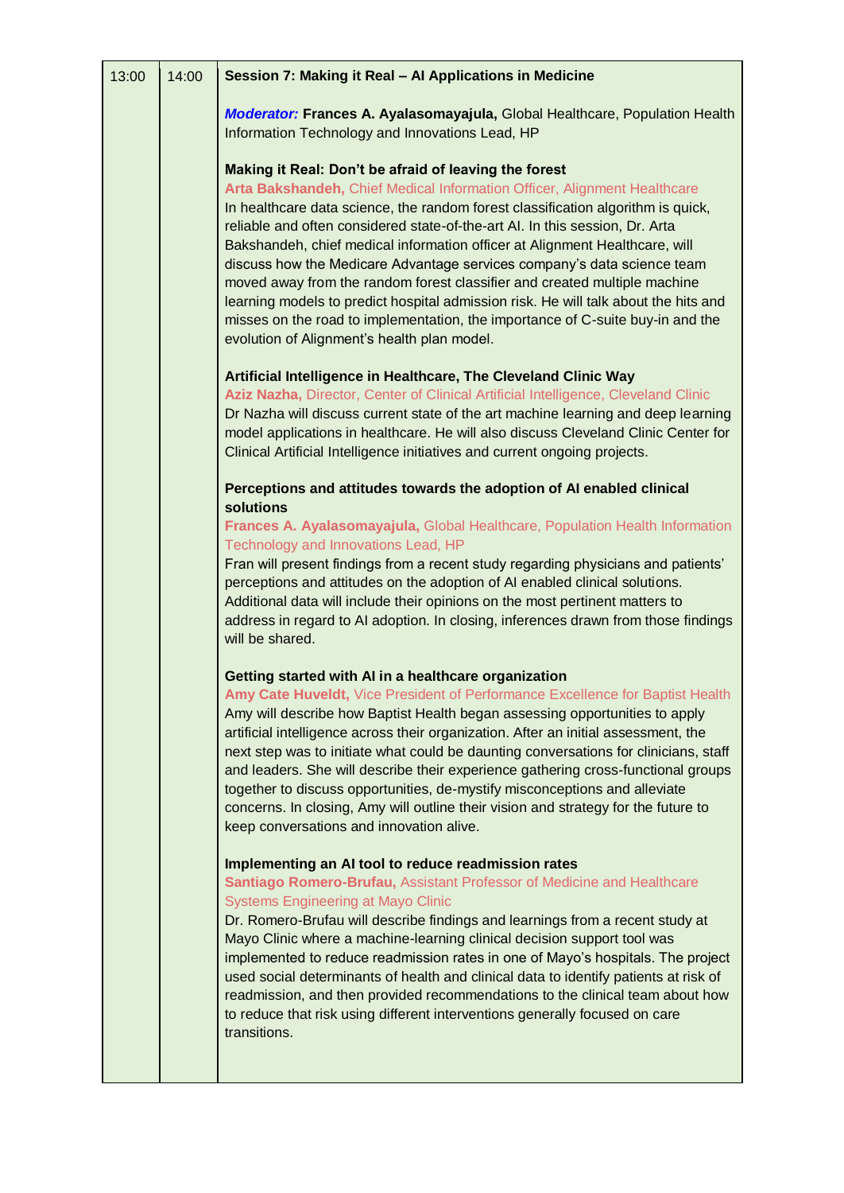| | | |
|---|---|---|
| 13:00 | 14:00 | **Session 7: Making it Real – AI Applications in Medicine**<br><br>***Moderator:*** **Frances A. Ayalasomayajula,** Global Healthcare, Population Health Information Technology and Innovations Lead, HP<br><br>**Making it Real: Don't be afraid of leaving the forest**<br>**Arta Bakshandeh,** Chief Medical Information Officer, Alignment Healthcare<br>In healthcare data science, the random forest classification algorithm is quick, reliable and often considered state-of-the-art AI. In this session, Dr. Arta Bakshandeh, chief medical information officer at Alignment Healthcare, will discuss how the Medicare Advantage services company's data science team moved away from the random forest classifier and created multiple machine learning models to predict hospital admission risk. He will talk about the hits and misses on the road to implementation, the importance of C-suite buy-in and the evolution of Alignment's health plan model.<br><br>**Artificial Intelligence in Healthcare, The Cleveland Clinic Way**<br>**Aziz Nazha,** Director, Center of Clinical Artificial Intelligence, Cleveland Clinic<br>Dr Nazha will discuss current state of the art machine learning and deep learning model applications in healthcare. He will also discuss Cleveland Clinic Center for Clinical Artificial Intelligence initiatives and current ongoing projects.<br><br>**Perceptions and attitudes towards the adoption of AI enabled clinical solutions**<br>**Frances A. Ayalasomayajula,** Global Healthcare, Population Health Information Technology and Innovations Lead, HP<br>Fran will present findings from a recent study regarding physicians and patients' perceptions and attitudes on the adoption of AI enabled clinical solutions. Additional data will include their opinions on the most pertinent matters to address in regard to AI adoption. In closing, inferences drawn from those findings will be shared.<br><br>**Getting started with AI in a healthcare organization**<br>**Amy Cate Huveldt,** Vice President of Performance Excellence for Baptist Health<br>Amy will describe how Baptist Health began assessing opportunities to apply artificial intelligence across their organization. After an initial assessment, the next step was to initiate what could be daunting conversations for clinicians, staff and leaders. She will describe their experience gathering cross-functional groups together to discuss opportunities, de-mystify misconceptions and alleviate concerns. In closing, Amy will outline their vision and strategy for the future to keep conversations and innovation alive.<br><br>**Implementing an AI tool to reduce readmission rates**<br>**Santiago Romero-Brufau,** Assistant Professor of Medicine and Healthcare Systems Engineering at Mayo Clinic<br>Dr. Romero-Brufau will describe findings and learnings from a recent study at Mayo Clinic where a machine-learning clinical decision support tool was implemented to reduce readmission rates in one of Mayo's hospitals. The project used social determinants of health and clinical data to identify patients at risk of readmission, and then provided recommendations to the clinical team about how to reduce that risk using different interventions generally focused on care transitions. |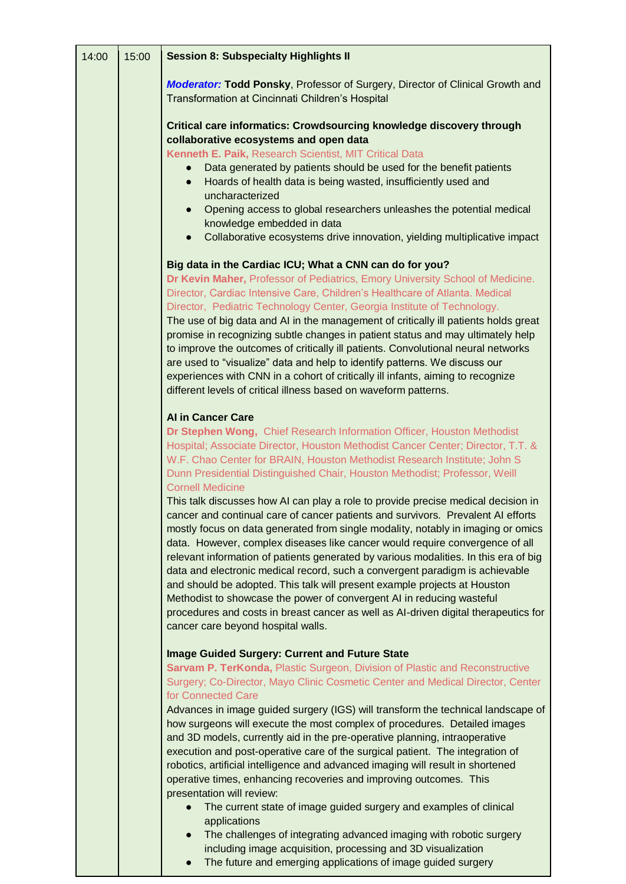| 14:00 | 15:00 | **Session 8: Subspecialty Highlights II** |
|---|---|---|

**Session 8: Subspecialty Highlights II**

***Moderator:*** **Todd Ponsky**, Professor of Surgery, Director of Clinical Growth and Transformation at Cincinnati Children's Hospital

**Critical care informatics: Crowdsourcing knowledge discovery through collaborative ecosystems and open data**

**Kenneth E. Paik,** Research Scientist, MIT Critical Data

- Data generated by patients should be used for the benefit patients
- Hoards of health data is being wasted, insufficiently used and uncharacterized
- Opening access to global researchers unleashes the potential medical knowledge embedded in data
- Collaborative ecosystems drive innovation, yielding multiplicative impact

**Big data in the Cardiac ICU; What a CNN can do for you?**

**Dr Kevin Maher,** Professor of Pediatrics, Emory University School of Medicine. Director, Cardiac Intensive Care, Children's Healthcare of Atlanta. Medical Director, Pediatric Technology Center, Georgia Institute of Technology.

The use of big data and AI in the management of critically ill patients holds great promise in recognizing subtle changes in patient status and may ultimately help to improve the outcomes of critically ill patients. Convolutional neural networks are used to "visualize" data and help to identify patterns. We discuss our experiences with CNN in a cohort of critically ill infants, aiming to recognize different levels of critical illness based on waveform patterns.

**AI in Cancer Care**

**Dr Stephen Wong,** Chief Research Information Officer, Houston Methodist Hospital; Associate Director, Houston Methodist Cancer Center; Director, T.T. & W.F. Chao Center for BRAIN, Houston Methodist Research Institute; John S Dunn Presidential Distinguished Chair, Houston Methodist; Professor, Weill Cornell Medicine

This talk discusses how AI can play a role to provide precise medical decision in cancer and continual care of cancer patients and survivors. Prevalent AI efforts mostly focus on data generated from single modality, notably in imaging or omics data. However, complex diseases like cancer would require convergence of all relevant information of patients generated by various modalities. In this era of big data and electronic medical record, such a convergent paradigm is achievable and should be adopted. This talk will present example projects at Houston Methodist to showcase the power of convergent AI in reducing wasteful procedures and costs in breast cancer as well as AI-driven digital therapeutics for cancer care beyond hospital walls.

**Image Guided Surgery: Current and Future State**

**Sarvam P. TerKonda,** Plastic Surgeon, Division of Plastic and Reconstructive Surgery; Co-Director, Mayo Clinic Cosmetic Center and Medical Director, Center for Connected Care

Advances in image guided surgery (IGS) will transform the technical landscape of how surgeons will execute the most complex of procedures. Detailed images and 3D models, currently aid in the pre-operative planning, intraoperative execution and post-operative care of the surgical patient. The integration of robotics, artificial intelligence and advanced imaging will result in shortened operative times, enhancing recoveries and improving outcomes. This presentation will review:

- The current state of image guided surgery and examples of clinical applications
- The challenges of integrating advanced imaging with robotic surgery including image acquisition, processing and 3D visualization
- The future and emerging applications of image guided surgery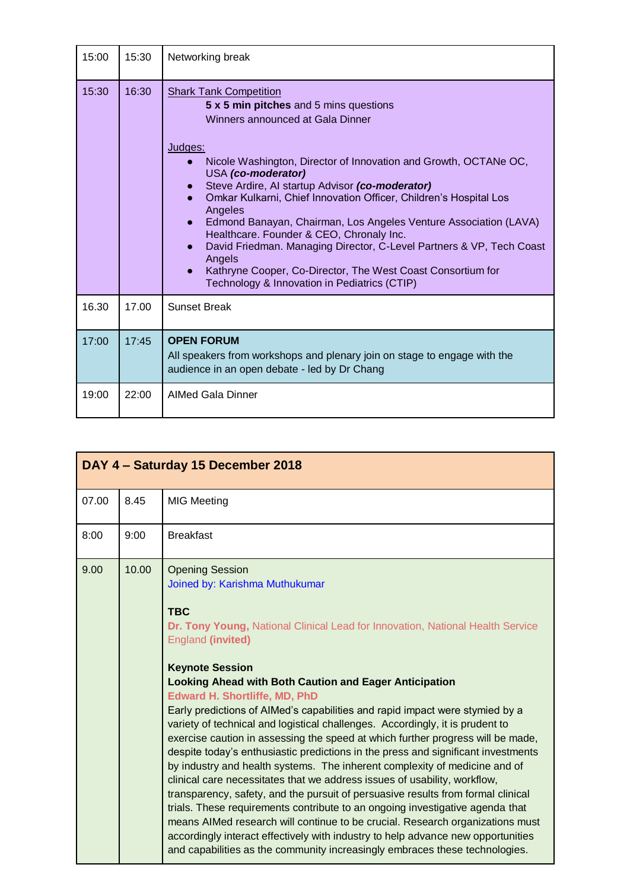| | | |
|---|---|---|
| 15:00 | 15:30 | Networking break |
| 15:30 | 16:30 | Shark Tank Competition<br>**5 x 5 min pitches** and 5 mins questions<br>Winners announced at Gala Dinner<br><br>Judges:<br>● Nicole Washington, Director of Innovation and Growth, OCTANe OC, USA ***(co-moderator)***<br>● Steve Ardire, AI startup Advisor ***(co-moderator)***<br>● Omkar Kulkarni, Chief Innovation Officer, Children's Hospital Los Angeles<br>● Edmond Banayan, Chairman, Los Angeles Venture Association (LAVA) Healthcare. Founder & CEO, Chronaly Inc.<br>● David Friedman. Managing Director, C-Level Partners & VP, Tech Coast Angels<br>● Kathryne Cooper, Co-Director, The West Coast Consortium for Technology & Innovation in Pediatrics (CTIP) |
| 16.30 | 17.00 | Sunset Break |
| 17:00 | 17:45 | **OPEN FORUM**<br>All speakers from workshops and plenary join on stage to engage with the audience in an open debate - led by Dr Chang |
| 19:00 | 22:00 | AIMed Gala Dinner |

| **DAY 4 – Saturday 15 December 2018** | | |
|---|---|---|
| 07.00 | 8.45 | MIG Meeting |
| 8:00 | 9:00 | Breakfast |
| 9.00 | 10.00 | Opening Session<br>Joined by: Karishma Muthukumar<br><br>**TBC**<br>**Dr. Tony Young,** National Clinical Lead for Innovation, National Health Service England **(invited)**<br><br>**Keynote Session**<br>**Looking Ahead with Both Caution and Eager Anticipation**<br>**Edward H. Shortliffe, MD, PhD**<br>Early predictions of AIMed's capabilities and rapid impact were stymied by a variety of technical and logistical challenges. Accordingly, it is prudent to exercise caution in assessing the speed at which further progress will be made, despite today's enthusiastic predictions in the press and significant investments by industry and health systems. The inherent complexity of medicine and of clinical care necessitates that we address issues of usability, workflow, transparency, safety, and the pursuit of persuasive results from formal clinical trials. These requirements contribute to an ongoing investigative agenda that means AIMed research will continue to be crucial. Research organizations must accordingly interact effectively with industry to help advance new opportunities and capabilities as the community increasingly embraces these technologies. |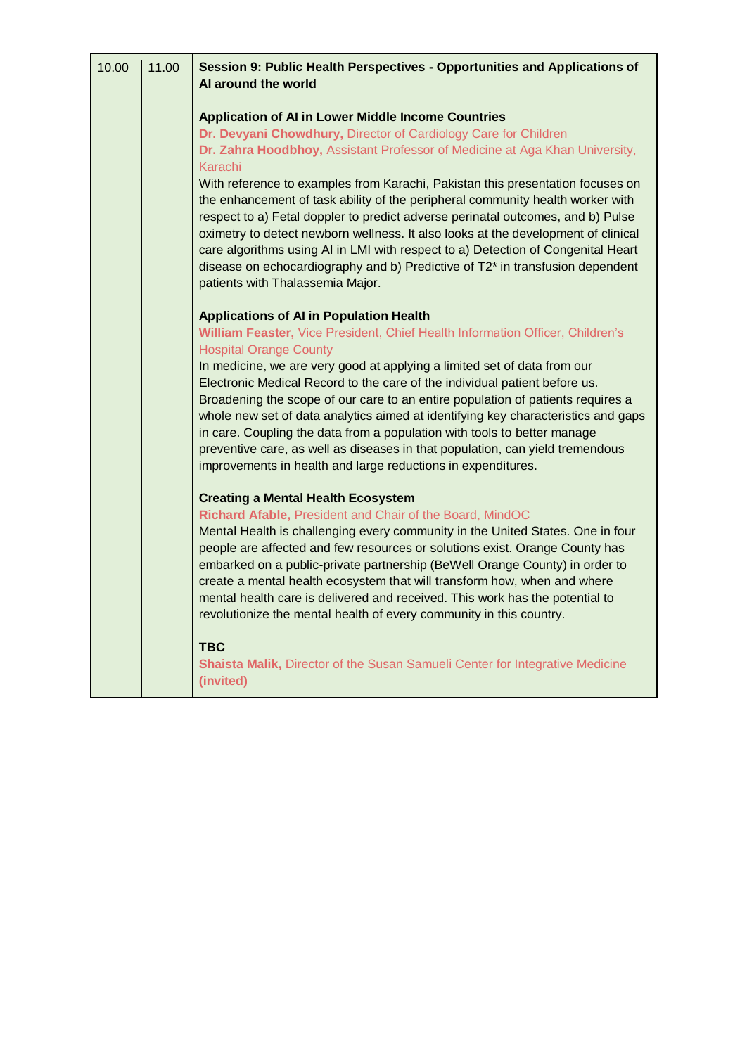| | | |
|---|---|---|
| 10.00 | 11.00 | **Session 9: Public Health Perspectives - Opportunities and Applications of AI around the world**<br><br>**Application of AI in Lower Middle Income Countries**<br>**Dr. Devyani Chowdhury,** Director of Cardiology Care for Children<br>**Dr. Zahra Hoodbhoy,** Assistant Professor of Medicine at Aga Khan University, Karachi<br>With reference to examples from Karachi, Pakistan this presentation focuses on the enhancement of task ability of the peripheral community health worker with respect to a) Fetal doppler to predict adverse perinatal outcomes, and b) Pulse oximetry to detect newborn wellness. It also looks at the development of clinical care algorithms using AI in LMI with respect to a) Detection of Congenital Heart disease on echocardiography and b) Predictive of T2* in transfusion dependent patients with Thalassemia Major.<br><br>**Applications of AI in Population Health**<br>**William Feaster,** Vice President, Chief Health Information Officer, Children's Hospital Orange County<br>In medicine, we are very good at applying a limited set of data from our Electronic Medical Record to the care of the individual patient before us. Broadening the scope of our care to an entire population of patients requires a whole new set of data analytics aimed at identifying key characteristics and gaps in care. Coupling the data from a population with tools to better manage preventive care, as well as diseases in that population, can yield tremendous improvements in health and large reductions in expenditures.<br><br>**Creating a Mental Health Ecosystem**<br>**Richard Afable,** President and Chair of the Board, MindOC<br>Mental Health is challenging every community in the United States. One in four people are affected and few resources or solutions exist. Orange County has embarked on a public-private partnership (BeWell Orange County) in order to create a mental health ecosystem that will transform how, when and where mental health care is delivered and received. This work has the potential to revolutionize the mental health of every community in this country.<br><br>**TBC**<br>**Shaista Malik,** Director of the Susan Samueli Center for Integrative Medicine **(invited)** |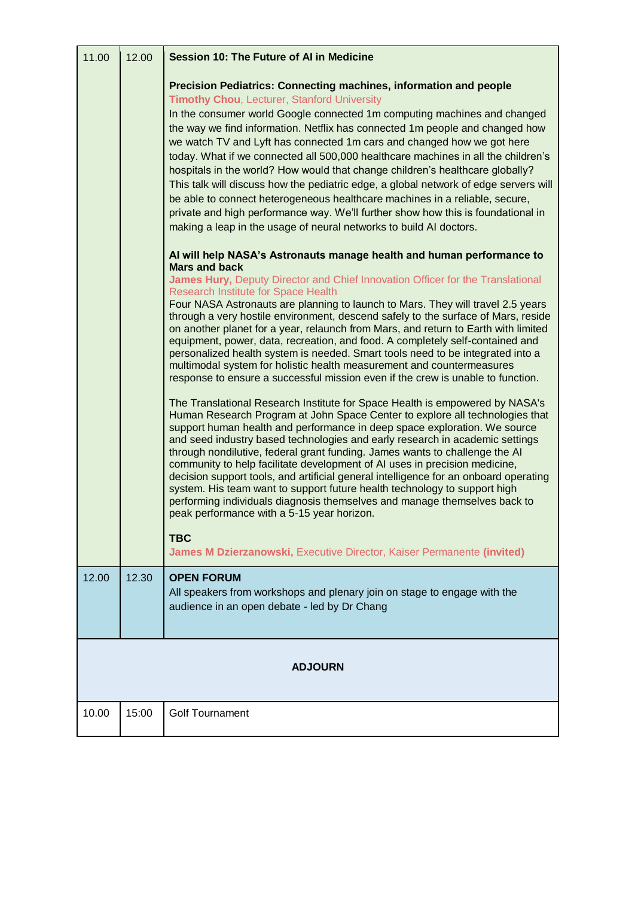| | | |
|---|---|---|
| 11.00 | 12.00 | **Session 10: The Future of AI in Medicine**<br><br>**Precision Pediatrics: Connecting machines, information and people**<br>**Timothy Chou**, Lecturer, Stanford University<br>In the consumer world Google connected 1m computing machines and changed the way we find information. Netflix has connected 1m people and changed how we watch TV and Lyft has connected 1m cars and changed how we got here today. What if we connected all 500,000 healthcare machines in all the children's hospitals in the world? How would that change children's healthcare globally? This talk will discuss how the pediatric edge, a global network of edge servers will be able to connect heterogeneous healthcare machines in a reliable, secure, private and high performance way. We'll further show how this is foundational in making a leap in the usage of neural networks to build AI doctors.<br><br>**AI will help NASA's Astronauts manage health and human performance to Mars and back**<br>**James Hury,** Deputy Director and Chief Innovation Officer for the Translational Research Institute for Space Health<br>Four NASA Astronauts are planning to launch to Mars. They will travel 2.5 years through a very hostile environment, descend safely to the surface of Mars, reside on another planet for a year, relaunch from Mars, and return to Earth with limited equipment, power, data, recreation, and food. A completely self-contained and personalized health system is needed. Smart tools need to be integrated into a multimodal system for holistic health measurement and countermeasures response to ensure a successful mission even if the crew is unable to function.<br><br>The Translational Research Institute for Space Health is empowered by NASA's Human Research Program at John Space Center to explore all technologies that support human health and performance in deep space exploration. We source and seed industry based technologies and early research in academic settings through nondilutive, federal grant funding. James wants to challenge the AI community to help facilitate development of AI uses in precision medicine, decision support tools, and artificial general intelligence for an onboard operating system. His team want to support future health technology to support high performing individuals diagnosis themselves and manage themselves back to peak performance with a 5-15 year horizon.<br><br>**TBC**<br>**James M Dzierzanowski,** Executive Director, Kaiser Permanente **(invited)** |
| 12.00 | 12.30 | **OPEN FORUM**<br>All speakers from workshops and plenary join on stage to engage with the audience in an open debate - led by Dr Chang |
| | | **ADJOURN** |
| 10.00 | 15:00 | Golf Tournament |